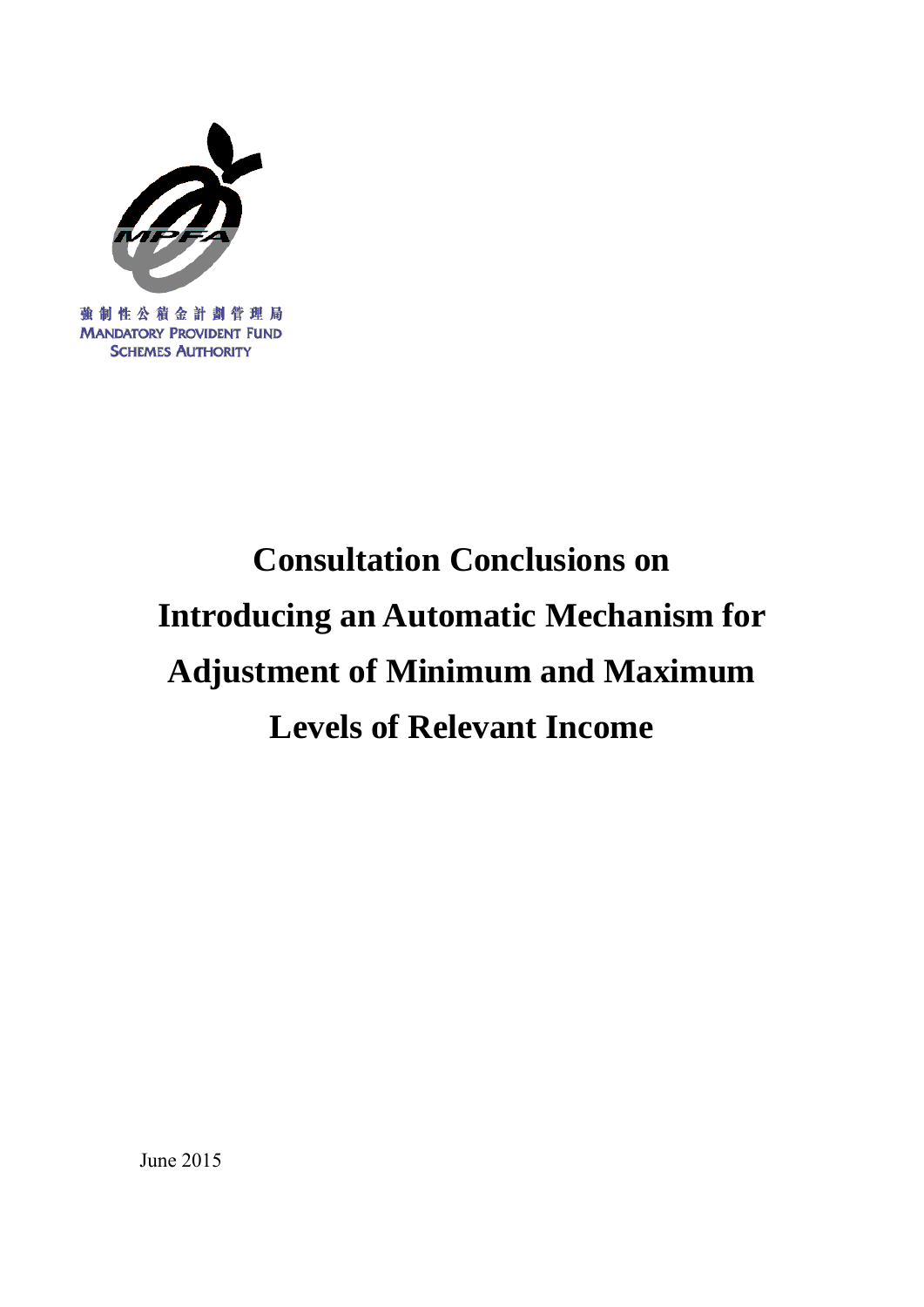強制性公積金計劃管理局
MANDATORY PROVIDENT FUND
SCHEMES AUTHORITY

# Consultation Conclusions on Introducing an Automatic Mechanism for Adjustment of Minimum and Maximum Levels of Relevant Income

June 2015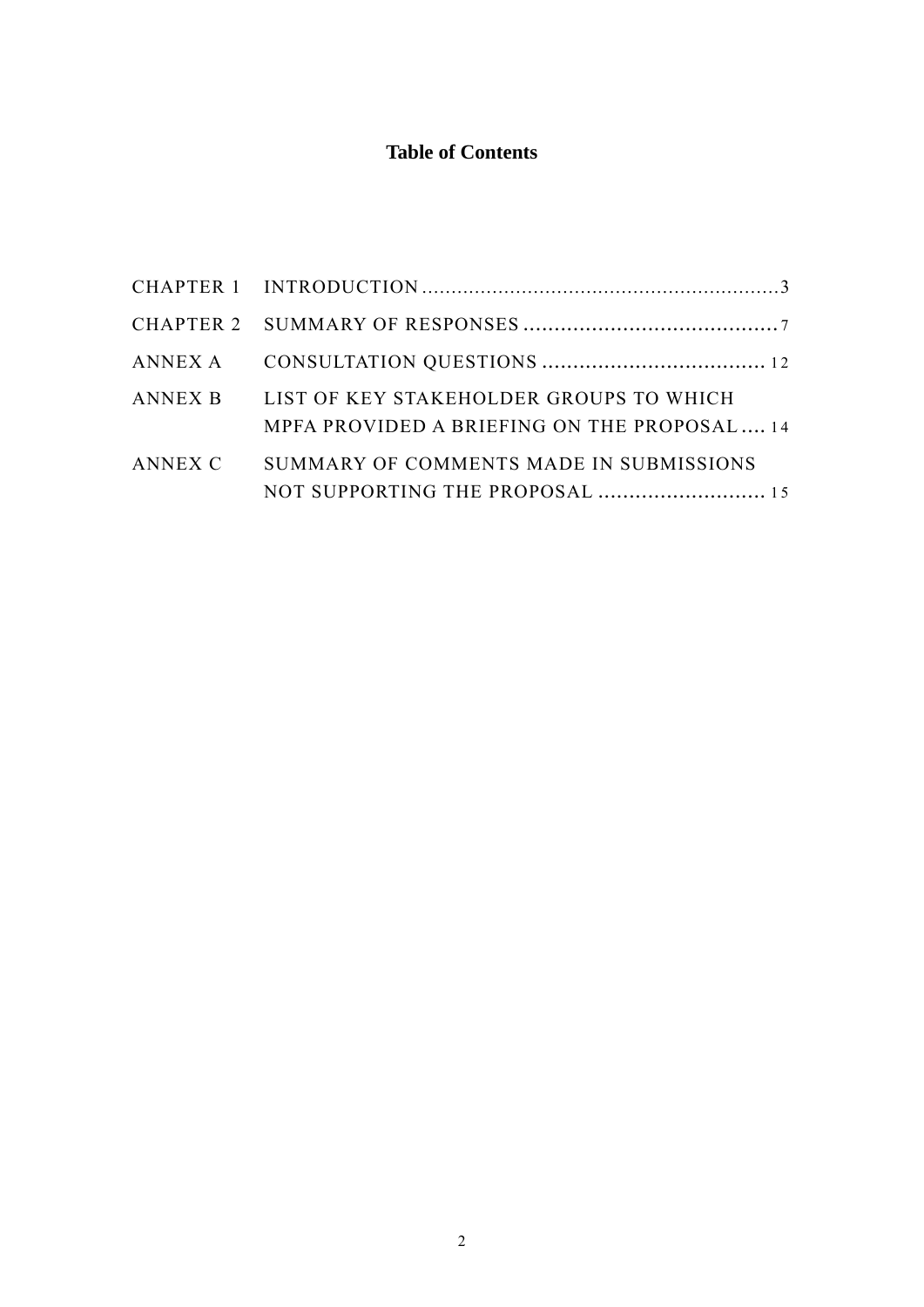**Table of Contents**

| | | |
|---|---|---|
| CHAPTER 1 | INTRODUCTION | 3 |
| CHAPTER 2 | SUMMARY OF RESPONSES | 7 |
| ANNEX A | CONSULTATION QUESTIONS | 12 |
| ANNEX B | LIST OF KEY STAKEHOLDER GROUPS TO WHICH MPFA PROVIDED A BRIEFING ON THE PROPOSAL | 14 |
| ANNEX C | SUMMARY OF COMMENTS MADE IN SUBMISSIONS NOT SUPPORTING THE PROPOSAL | 15 |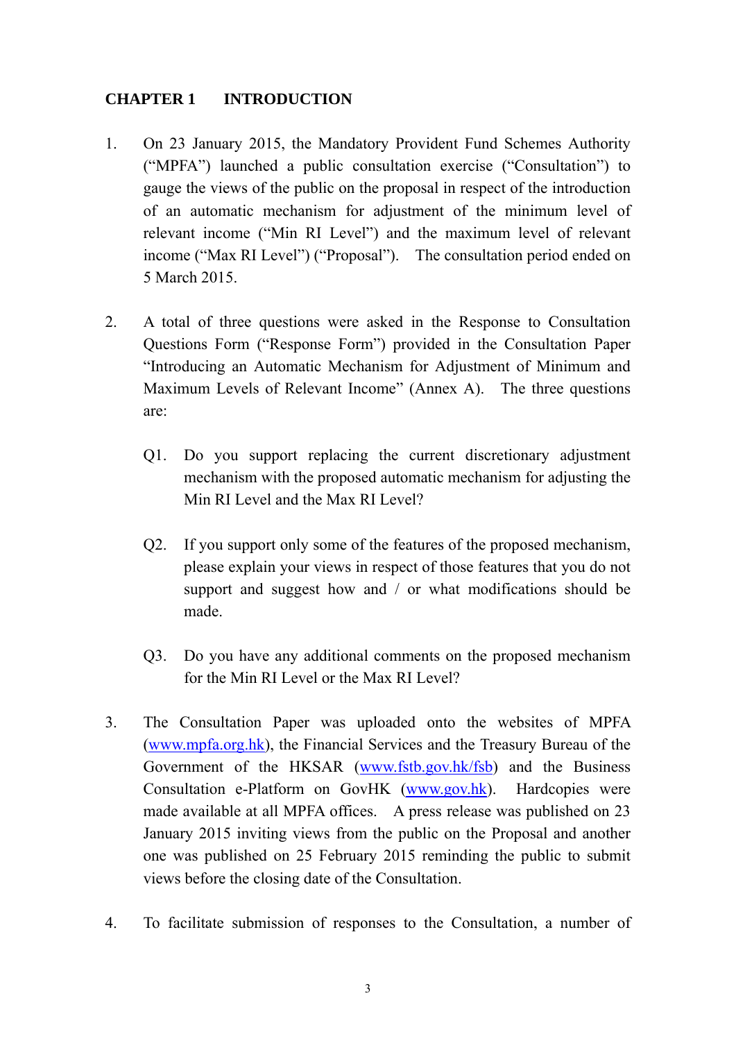# CHAPTER 1 INTRODUCTION

1. On 23 January 2015, the Mandatory Provident Fund Schemes Authority ("MPFA") launched a public consultation exercise ("Consultation") to gauge the views of the public on the proposal in respect of the introduction of an automatic mechanism for adjustment of the minimum level of relevant income ("Min RI Level") and the maximum level of relevant income ("Max RI Level") ("Proposal"). The consultation period ended on 5 March 2015.

2. A total of three questions were asked in the Response to Consultation Questions Form ("Response Form") provided in the Consultation Paper "Introducing an Automatic Mechanism for Adjustment of Minimum and Maximum Levels of Relevant Income" (Annex A). The three questions are:

   Q1. Do you support replacing the current discretionary adjustment mechanism with the proposed automatic mechanism for adjusting the Min RI Level and the Max RI Level?

   Q2. If you support only some of the features of the proposed mechanism, please explain your views in respect of those features that you do not support and suggest how and / or what modifications should be made.

   Q3. Do you have any additional comments on the proposed mechanism for the Min RI Level or the Max RI Level?

3. The Consultation Paper was uploaded onto the websites of MPFA (www.mpfa.org.hk), the Financial Services and the Treasury Bureau of the Government of the HKSAR (www.fstb.gov.hk/fsb) and the Business Consultation e-Platform on GovHK (www.gov.hk). Hardcopies were made available at all MPFA offices. A press release was published on 23 January 2015 inviting views from the public on the Proposal and another one was published on 25 February 2015 reminding the public to submit views before the closing date of the Consultation.

4. To facilitate submission of responses to the Consultation, a number of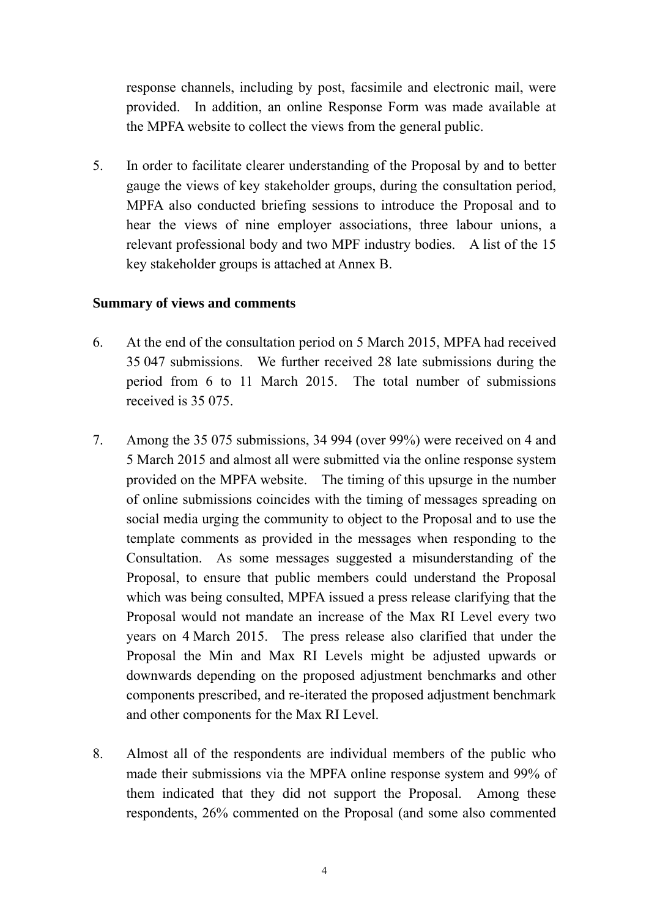response channels, including by post, facsimile and electronic mail, were provided. In addition, an online Response Form was made available at the MPFA website to collect the views from the general public.

5. In order to facilitate clearer understanding of the Proposal by and to better gauge the views of key stakeholder groups, during the consultation period, MPFA also conducted briefing sessions to introduce the Proposal and to hear the views of nine employer associations, three labour unions, a relevant professional body and two MPF industry bodies. A list of the 15 key stakeholder groups is attached at Annex B.

**Summary of views and comments**

6. At the end of the consultation period on 5 March 2015, MPFA had received 35 047 submissions. We further received 28 late submissions during the period from 6 to 11 March 2015. The total number of submissions received is 35 075.

7. Among the 35 075 submissions, 34 994 (over 99%) were received on 4 and 5 March 2015 and almost all were submitted via the online response system provided on the MPFA website. The timing of this upsurge in the number of online submissions coincides with the timing of messages spreading on social media urging the community to object to the Proposal and to use the template comments as provided in the messages when responding to the Consultation. As some messages suggested a misunderstanding of the Proposal, to ensure that public members could understand the Proposal which was being consulted, MPFA issued a press release clarifying that the Proposal would not mandate an increase of the Max RI Level every two years on 4 March 2015. The press release also clarified that under the Proposal the Min and Max RI Levels might be adjusted upwards or downwards depending on the proposed adjustment benchmarks and other components prescribed, and re-iterated the proposed adjustment benchmark and other components for the Max RI Level.

8. Almost all of the respondents are individual members of the public who made their submissions via the MPFA online response system and 99% of them indicated that they did not support the Proposal. Among these respondents, 26% commented on the Proposal (and some also commented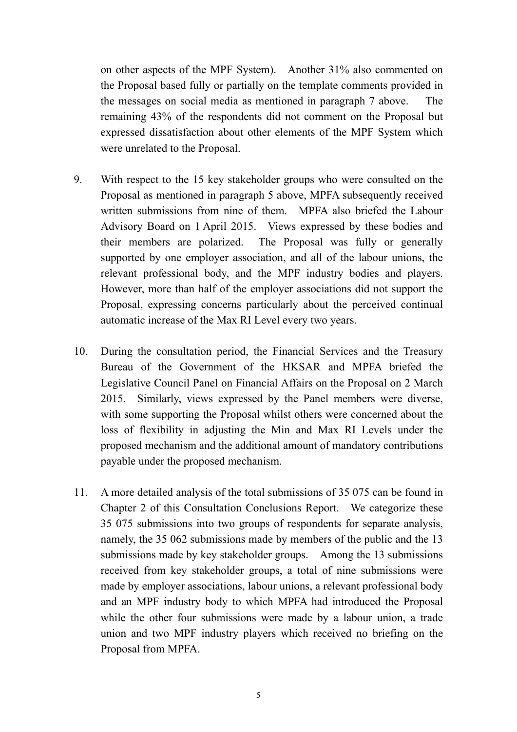on other aspects of the MPF System). Another 31% also commented on the Proposal based fully or partially on the template comments provided in the messages on social media as mentioned in paragraph 7 above. The remaining 43% of the respondents did not comment on the Proposal but expressed dissatisfaction about other elements of the MPF System which were unrelated to the Proposal.

9. With respect to the 15 key stakeholder groups who were consulted on the Proposal as mentioned in paragraph 5 above, MPFA subsequently received written submissions from nine of them. MPFA also briefed the Labour Advisory Board on 1 April 2015. Views expressed by these bodies and their members are polarized. The Proposal was fully or generally supported by one employer association, and all of the labour unions, the relevant professional body, and the MPF industry bodies and players. However, more than half of the employer associations did not support the Proposal, expressing concerns particularly about the perceived continual automatic increase of the Max RI Level every two years.

10. During the consultation period, the Financial Services and the Treasury Bureau of the Government of the HKSAR and MPFA briefed the Legislative Council Panel on Financial Affairs on the Proposal on 2 March 2015. Similarly, views expressed by the Panel members were diverse, with some supporting the Proposal whilst others were concerned about the loss of flexibility in adjusting the Min and Max RI Levels under the proposed mechanism and the additional amount of mandatory contributions payable under the proposed mechanism.

11. A more detailed analysis of the total submissions of 35 075 can be found in Chapter 2 of this Consultation Conclusions Report. We categorize these 35 075 submissions into two groups of respondents for separate analysis, namely, the 35 062 submissions made by members of the public and the 13 submissions made by key stakeholder groups. Among the 13 submissions received from key stakeholder groups, a total of nine submissions were made by employer associations, labour unions, a relevant professional body and an MPF industry body to which MPFA had introduced the Proposal while the other four submissions were made by a labour union, a trade union and two MPF industry players which received no briefing on the Proposal from MPFA.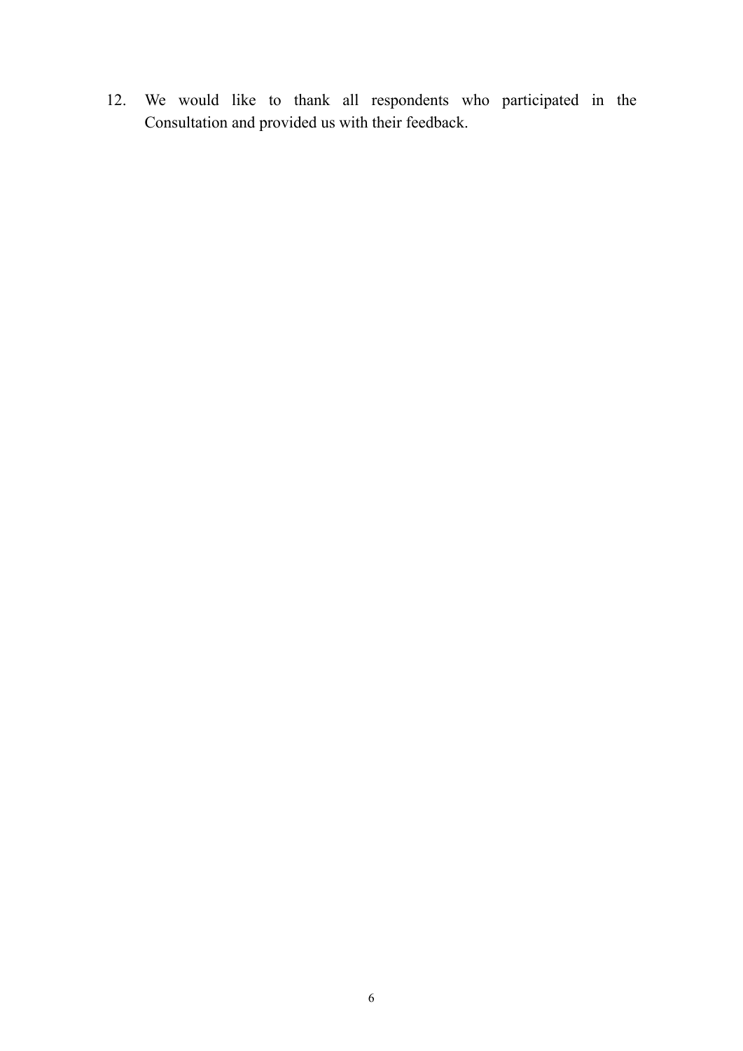12. We would like to thank all respondents who participated in the Consultation and provided us with their feedback.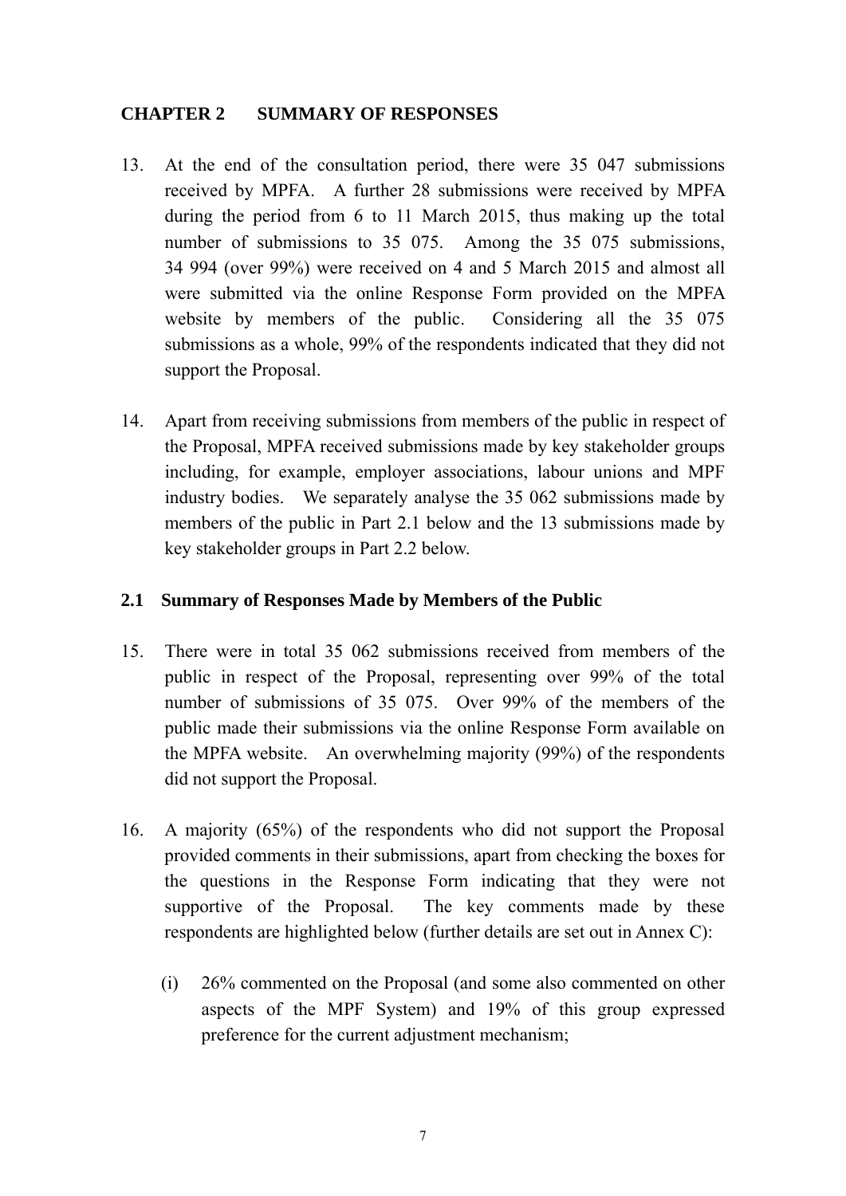## CHAPTER 2 SUMMARY OF RESPONSES

13. At the end of the consultation period, there were 35 047 submissions received by MPFA. A further 28 submissions were received by MPFA during the period from 6 to 11 March 2015, thus making up the total number of submissions to 35 075. Among the 35 075 submissions, 34 994 (over 99%) were received on 4 and 5 March 2015 and almost all were submitted via the online Response Form provided on the MPFA website by members of the public. Considering all the 35 075 submissions as a whole, 99% of the respondents indicated that they did not support the Proposal.

14. Apart from receiving submissions from members of the public in respect of the Proposal, MPFA received submissions made by key stakeholder groups including, for example, employer associations, labour unions and MPF industry bodies. We separately analyse the 35 062 submissions made by members of the public in Part 2.1 below and the 13 submissions made by key stakeholder groups in Part 2.2 below.

### 2.1 Summary of Responses Made by Members of the Public

15. There were in total 35 062 submissions received from members of the public in respect of the Proposal, representing over 99% of the total number of submissions of 35 075. Over 99% of the members of the public made their submissions via the online Response Form available on the MPFA website. An overwhelming majority (99%) of the respondents did not support the Proposal.

16. A majority (65%) of the respondents who did not support the Proposal provided comments in their submissions, apart from checking the boxes for the questions in the Response Form indicating that they were not supportive of the Proposal. The key comments made by these respondents are highlighted below (further details are set out in Annex C):

    (i) 26% commented on the Proposal (and some also commented on other aspects of the MPF System) and 19% of this group expressed preference for the current adjustment mechanism;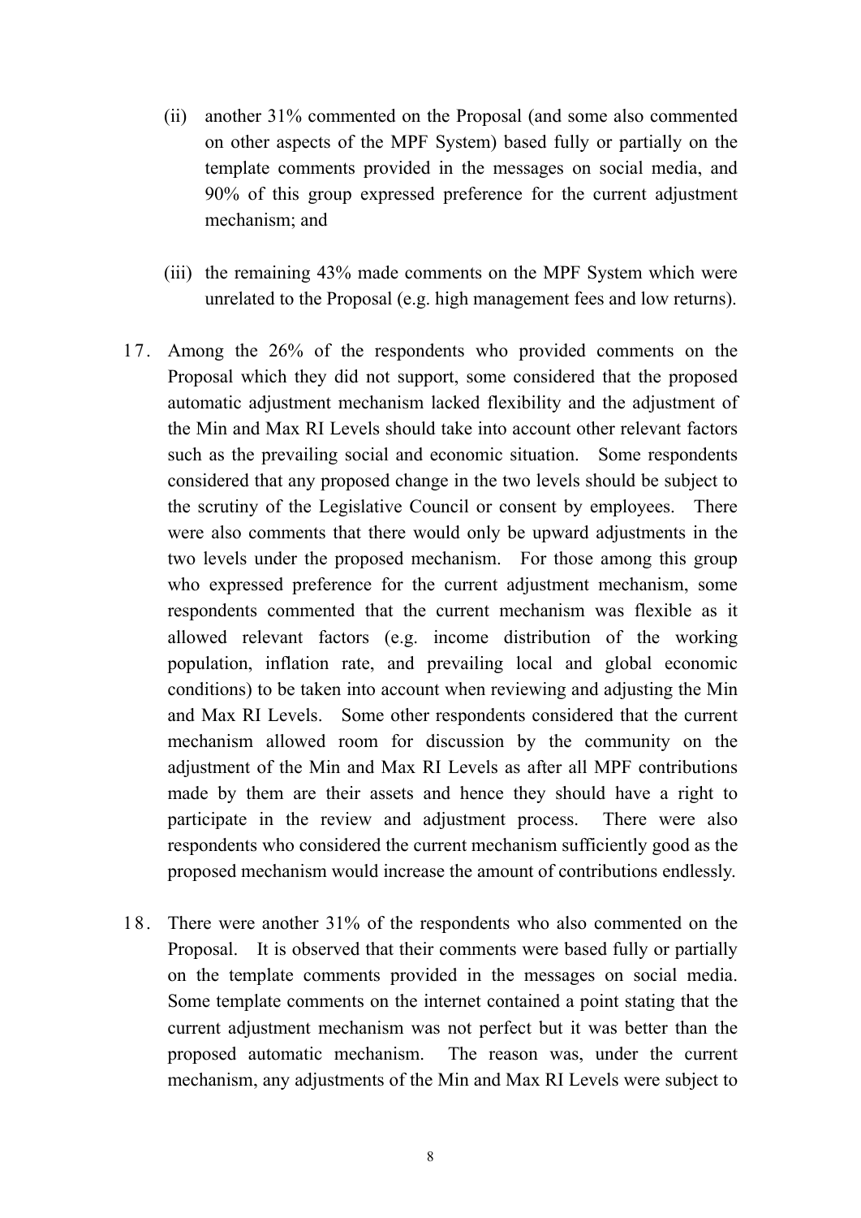(ii) another 31% commented on the Proposal (and some also commented on other aspects of the MPF System) based fully or partially on the template comments provided in the messages on social media, and 90% of this group expressed preference for the current adjustment mechanism; and

(iii) the remaining 43% made comments on the MPF System which were unrelated to the Proposal (e.g. high management fees and low returns).

17. Among the 26% of the respondents who provided comments on the Proposal which they did not support, some considered that the proposed automatic adjustment mechanism lacked flexibility and the adjustment of the Min and Max RI Levels should take into account other relevant factors such as the prevailing social and economic situation. Some respondents considered that any proposed change in the two levels should be subject to the scrutiny of the Legislative Council or consent by employees. There were also comments that there would only be upward adjustments in the two levels under the proposed mechanism. For those among this group who expressed preference for the current adjustment mechanism, some respondents commented that the current mechanism was flexible as it allowed relevant factors (e.g. income distribution of the working population, inflation rate, and prevailing local and global economic conditions) to be taken into account when reviewing and adjusting the Min and Max RI Levels. Some other respondents considered that the current mechanism allowed room for discussion by the community on the adjustment of the Min and Max RI Levels as after all MPF contributions made by them are their assets and hence they should have a right to participate in the review and adjustment process. There were also respondents who considered the current mechanism sufficiently good as the proposed mechanism would increase the amount of contributions endlessly.

18. There were another 31% of the respondents who also commented on the Proposal. It is observed that their comments were based fully or partially on the template comments provided in the messages on social media. Some template comments on the internet contained a point stating that the current adjustment mechanism was not perfect but it was better than the proposed automatic mechanism. The reason was, under the current mechanism, any adjustments of the Min and Max RI Levels were subject to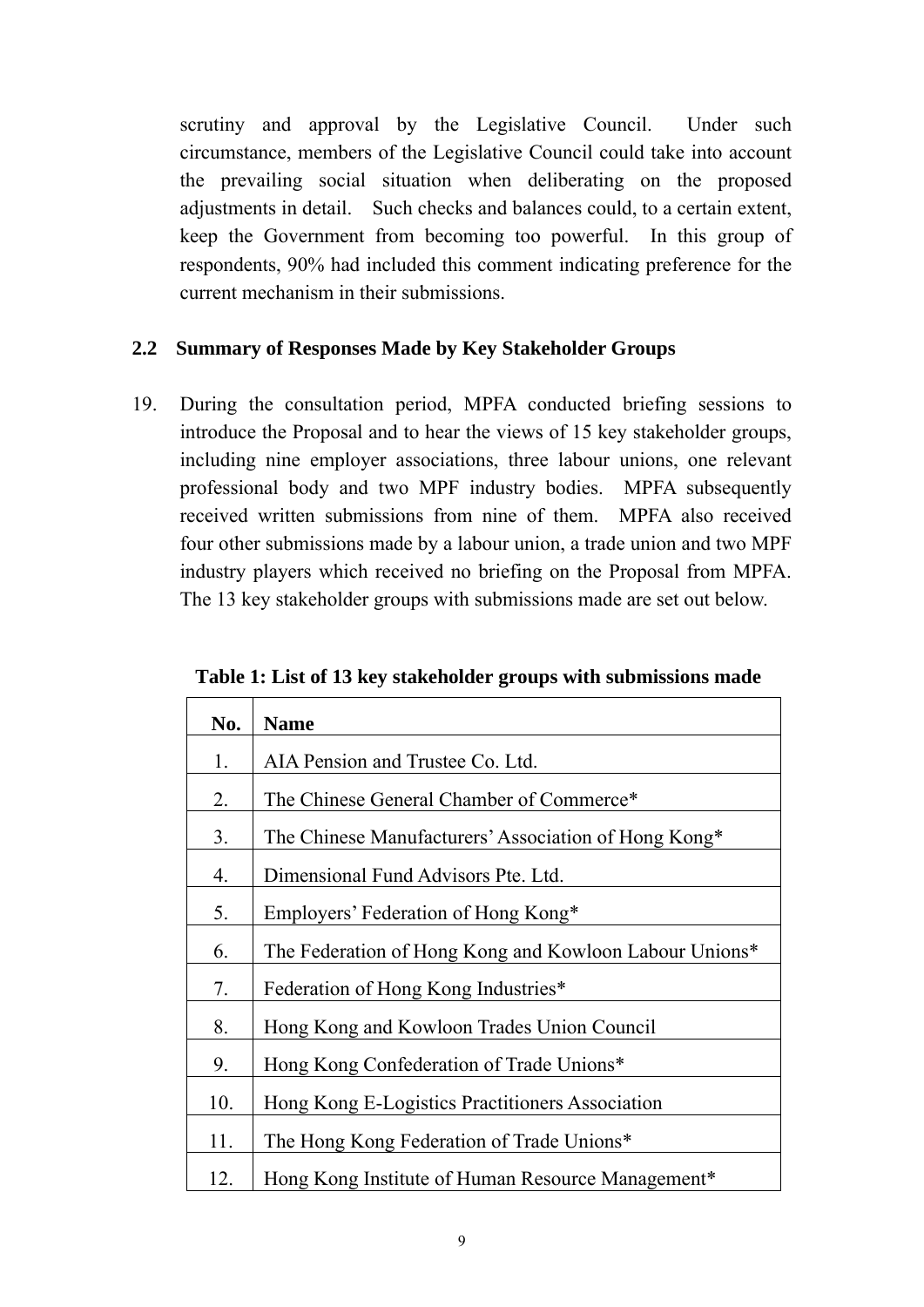scrutiny and approval by the Legislative Council. Under such circumstance, members of the Legislative Council could take into account the prevailing social situation when deliberating on the proposed adjustments in detail. Such checks and balances could, to a certain extent, keep the Government from becoming too powerful. In this group of respondents, 90% had included this comment indicating preference for the current mechanism in their submissions.

## 2.2 Summary of Responses Made by Key Stakeholder Groups

19. During the consultation period, MPFA conducted briefing sessions to introduce the Proposal and to hear the views of 15 key stakeholder groups, including nine employer associations, three labour unions, one relevant professional body and two MPF industry bodies. MPFA subsequently received written submissions from nine of them. MPFA also received four other submissions made by a labour union, a trade union and two MPF industry players which received no briefing on the Proposal from MPFA. The 13 key stakeholder groups with submissions made are set out below.

**Table 1: List of 13 key stakeholder groups with submissions made**

| No. | Name |
|---|---|
| 1. | AIA Pension and Trustee Co. Ltd. |
| 2. | The Chinese General Chamber of Commerce* |
| 3. | The Chinese Manufacturers' Association of Hong Kong* |
| 4. | Dimensional Fund Advisors Pte. Ltd. |
| 5. | Employers' Federation of Hong Kong* |
| 6. | The Federation of Hong Kong and Kowloon Labour Unions* |
| 7. | Federation of Hong Kong Industries* |
| 8. | Hong Kong and Kowloon Trades Union Council |
| 9. | Hong Kong Confederation of Trade Unions* |
| 10. | Hong Kong E-Logistics Practitioners Association |
| 11. | The Hong Kong Federation of Trade Unions* |
| 12. | Hong Kong Institute of Human Resource Management* |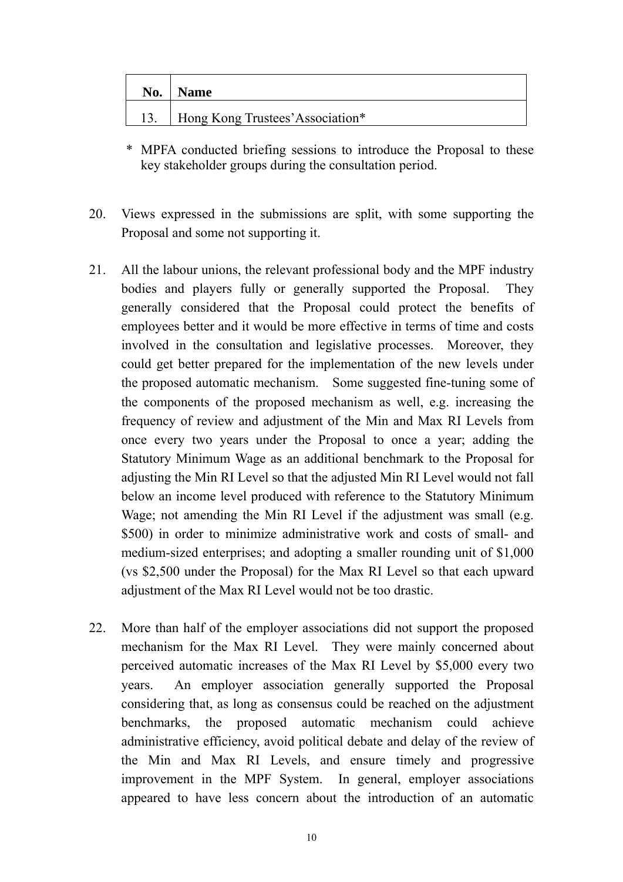| No. | Name |
| --- | --- |
| 13. | Hong Kong Trustees'Association* |

\* MPFA conducted briefing sessions to introduce the Proposal to these key stakeholder groups during the consultation period.

20. Views expressed in the submissions are split, with some supporting the Proposal and some not supporting it.

21. All the labour unions, the relevant professional body and the MPF industry bodies and players fully or generally supported the Proposal. They generally considered that the Proposal could protect the benefits of employees better and it would be more effective in terms of time and costs involved in the consultation and legislative processes. Moreover, they could get better prepared for the implementation of the new levels under the proposed automatic mechanism. Some suggested fine-tuning some of the components of the proposed mechanism as well, e.g. increasing the frequency of review and adjustment of the Min and Max RI Levels from once every two years under the Proposal to once a year; adding the Statutory Minimum Wage as an additional benchmark to the Proposal for adjusting the Min RI Level so that the adjusted Min RI Level would not fall below an income level produced with reference to the Statutory Minimum Wage; not amending the Min RI Level if the adjustment was small (e.g. $500) in order to minimize administrative work and costs of small- and medium-sized enterprises; and adopting a smaller rounding unit of $1,000 (vs $2,500 under the Proposal) for the Max RI Level so that each upward adjustment of the Max RI Level would not be too drastic.

22. More than half of the employer associations did not support the proposed mechanism for the Max RI Level. They were mainly concerned about perceived automatic increases of the Max RI Level by $5,000 every two years. An employer association generally supported the Proposal considering that, as long as consensus could be reached on the adjustment benchmarks, the proposed automatic mechanism could achieve administrative efficiency, avoid political debate and delay of the review of the Min and Max RI Levels, and ensure timely and progressive improvement in the MPF System. In general, employer associations appeared to have less concern about the introduction of an automatic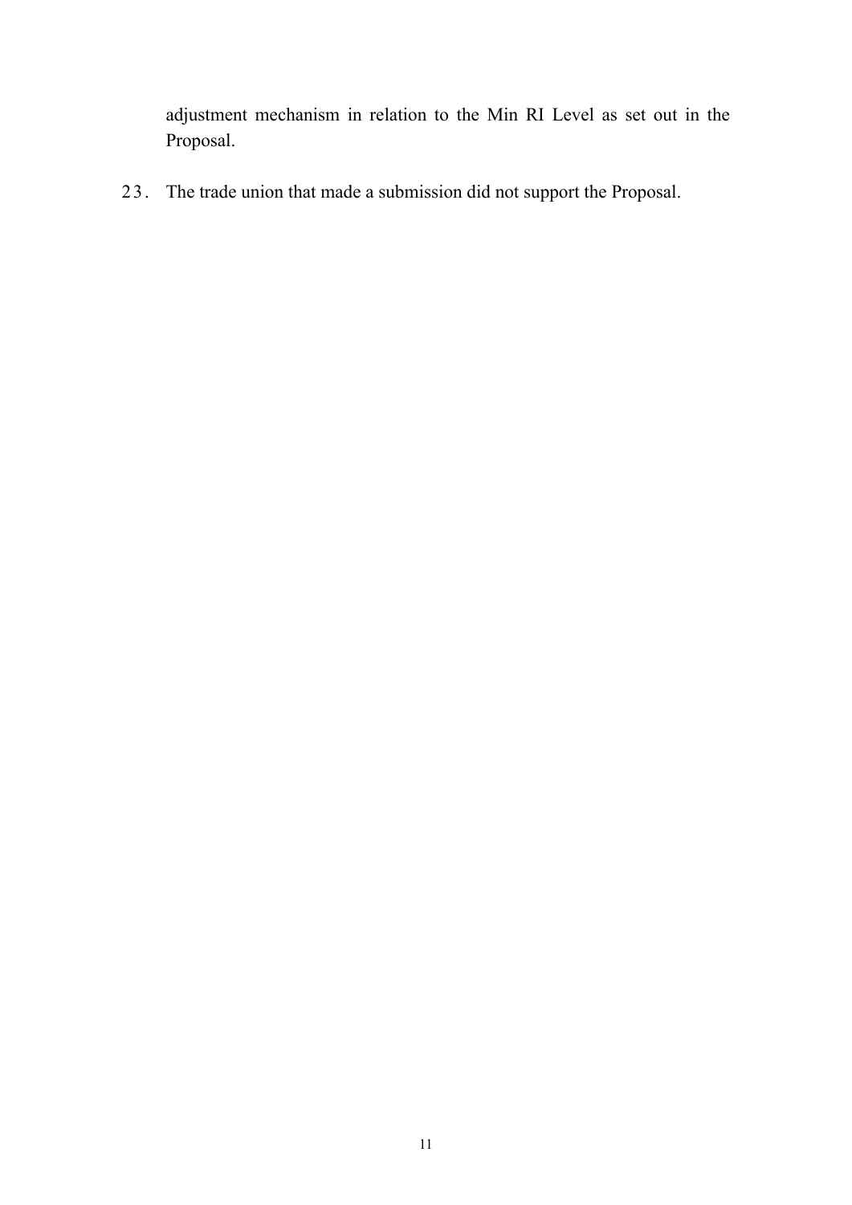adjustment mechanism in relation to the Min RI Level as set out in the Proposal.

23. The trade union that made a submission did not support the Proposal.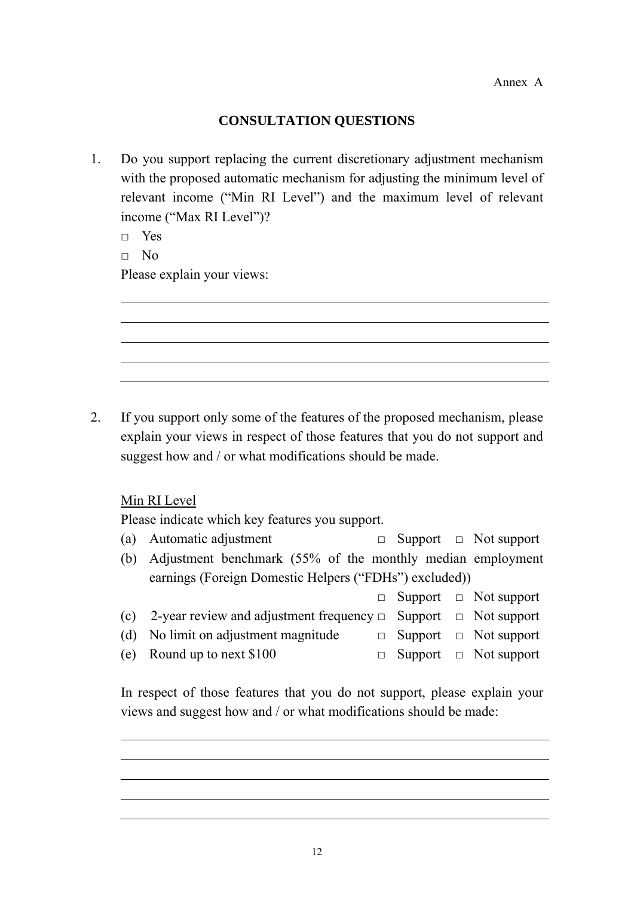Annex A

## CONSULTATION QUESTIONS

1. Do you support replacing the current discretionary adjustment mechanism with the proposed automatic mechanism for adjusting the minimum level of relevant income ("Min RI Level") and the maximum level of relevant income ("Max RI Level")?

   □ Yes

   □ No

   Please explain your views:

   ______________________________________________________________________
   ______________________________________________________________________
   ______________________________________________________________________
   ______________________________________________________________________
   ______________________________________________________________________

2. If you support only some of the features of the proposed mechanism, please explain your views in respect of those features that you do not support and suggest how and / or what modifications should be made.

   Min RI Level

   Please indicate which key features you support.

   (a) Automatic adjustment □ Support □ Not support

   (b) Adjustment benchmark (55% of the monthly median employment earnings (Foreign Domestic Helpers ("FDHs") excluded)) □ Support □ Not support

   (c) 2-year review and adjustment frequency □ Support □ Not support

   (d) No limit on adjustment magnitude □ Support □ Not support

   (e) Round up to next $100 □ Support □ Not support

   In respect of those features that you do not support, please explain your views and suggest how and / or what modifications should be made:

   ______________________________________________________________________
   ______________________________________________________________________
   ______________________________________________________________________
   ______________________________________________________________________
   ______________________________________________________________________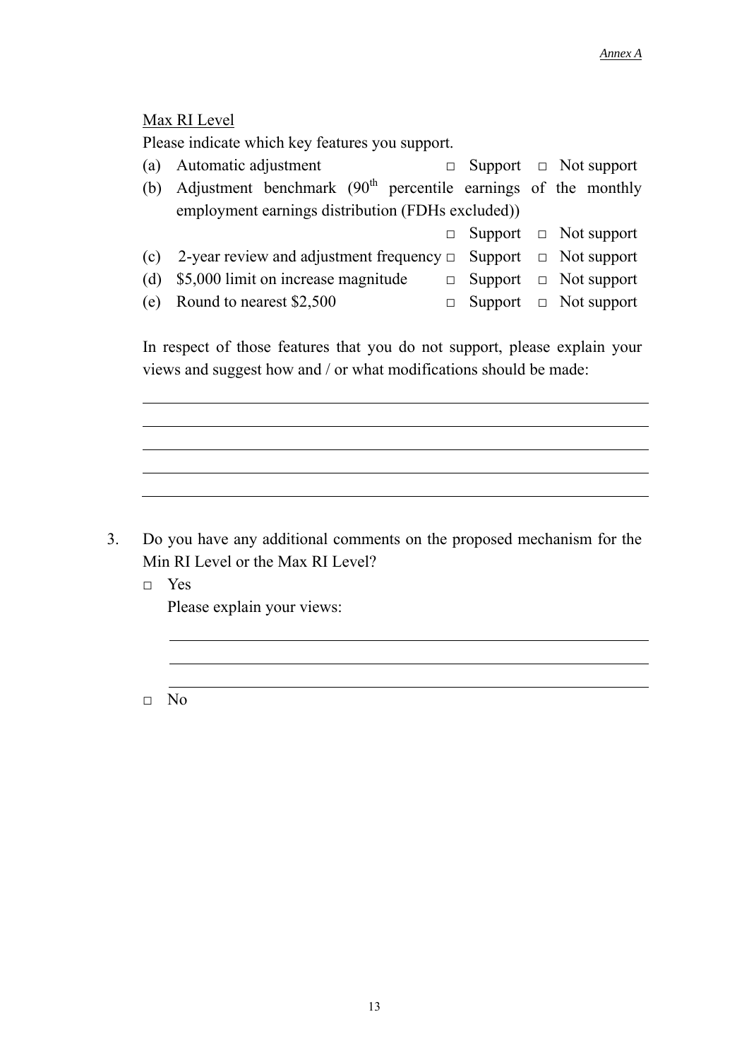<u>Max RI Level</u>

Please indicate which key features you support.

(a) Automatic adjustment □ Support □ Not support

(b) Adjustment benchmark ($90^{th}$ percentile earnings of the monthly employment earnings distribution (FDHs excluded)) □ Support □ Not support

(c) 2-year review and adjustment frequency □ Support □ Not support

(d) \$5,000 limit on increase magnitude □ Support □ Not support

(e) Round to nearest \$2,500 □ Support □ Not support

In respect of those features that you do not support, please explain your views and suggest how and / or what modifications should be made:

______________________________________________________________

______________________________________________________________

______________________________________________________________

______________________________________________________________

______________________________________________________________

3. Do you have any additional comments on the proposed mechanism for the Min RI Level or the Max RI Level?

□ Yes

Please explain your views:

______________________________________________________________

______________________________________________________________

______________________________________________________________

□ No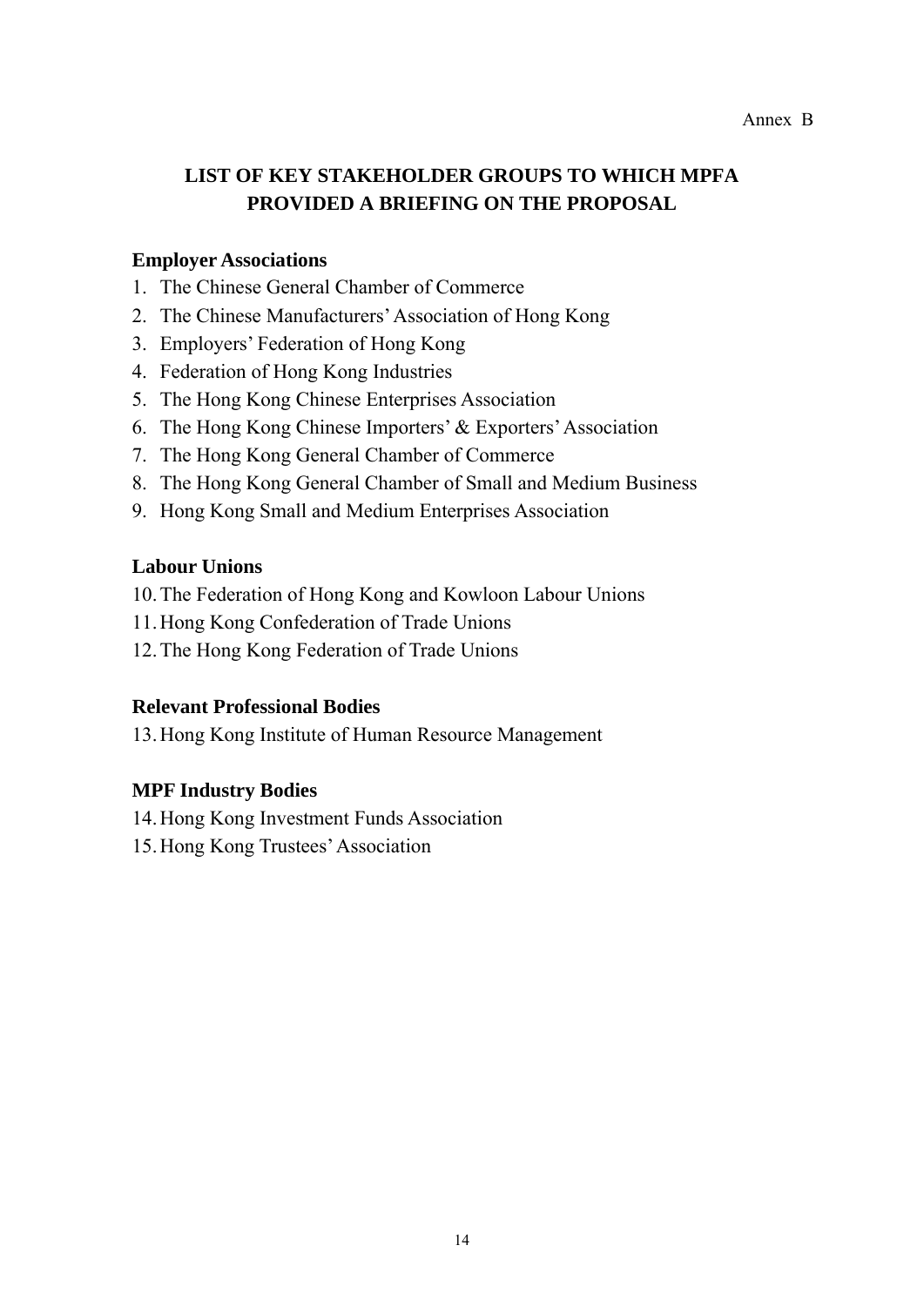Annex B

# LIST OF KEY STAKEHOLDER GROUPS TO WHICH MPFA PROVIDED A BRIEFING ON THE PROPOSAL

**Employer Associations**

1. The Chinese General Chamber of Commerce
2. The Chinese Manufacturers' Association of Hong Kong
3. Employers' Federation of Hong Kong
4. Federation of Hong Kong Industries
5. The Hong Kong Chinese Enterprises Association
6. The Hong Kong Chinese Importers' & Exporters' Association
7. The Hong Kong General Chamber of Commerce
8. The Hong Kong General Chamber of Small and Medium Business
9. Hong Kong Small and Medium Enterprises Association

**Labour Unions**

10. The Federation of Hong Kong and Kowloon Labour Unions
11. Hong Kong Confederation of Trade Unions
12. The Hong Kong Federation of Trade Unions

**Relevant Professional Bodies**

13. Hong Kong Institute of Human Resource Management

**MPF Industry Bodies**

14. Hong Kong Investment Funds Association
15. Hong Kong Trustees' Association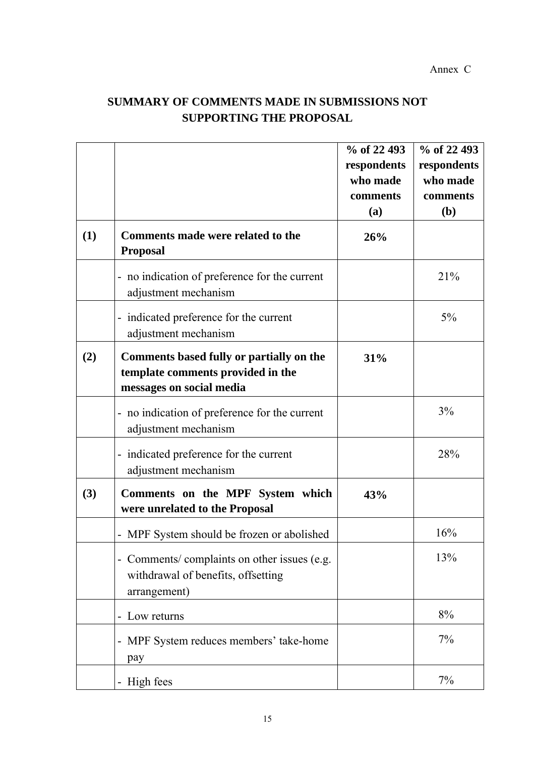Annex C

# SUMMARY OF COMMENTS MADE IN SUBMISSIONS NOT SUPPORTING THE PROPOSAL

| | | **% of 22 493 respondents who made comments (a)** | **% of 22 493 respondents who made comments (b)** |
|---|---|---|---|
| **(1)** | **Comments made were related to the Proposal** | **26%** | |
| | - no indication of preference for the current adjustment mechanism | | 21% |
| | - indicated preference for the current adjustment mechanism | | 5% |
| **(2)** | **Comments based fully or partially on the template comments provided in the messages on social media** | **31%** | |
| | - no indication of preference for the current adjustment mechanism | | 3% |
| | - indicated preference for the current adjustment mechanism | | 28% |
| **(3)** | **Comments on the MPF System which were unrelated to the Proposal** | **43%** | |
| | - MPF System should be frozen or abolished | | 16% |
| | - Comments/ complaints on other issues (e.g. withdrawal of benefits, offsetting arrangement) | | 13% |
| | - Low returns | | 8% |
| | - MPF System reduces members' take-home pay | | 7% |
| | - High fees | | 7% |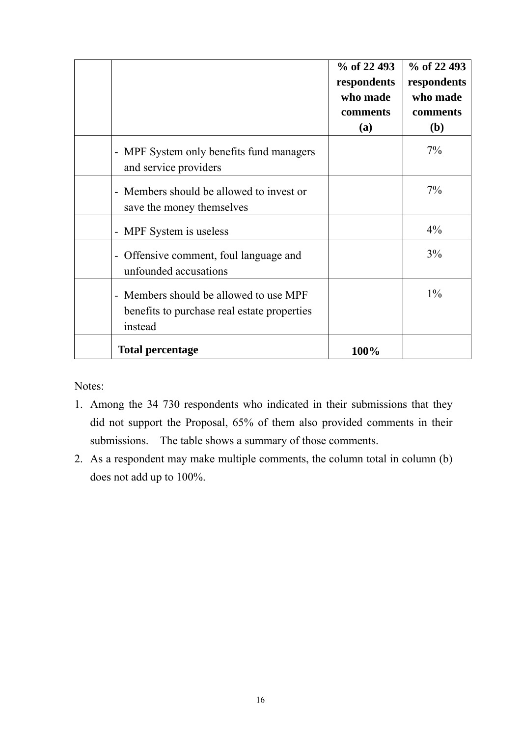| | | % of 22 493 respondents who made comments (a) | % of 22 493 respondents who made comments (b) |
|---|---|---|---|
| | - MPF System only benefits fund managers and service providers | | 7% |
| | - Members should be allowed to invest or save the money themselves | | 7% |
| | - MPF System is useless | | 4% |
| | - Offensive comment, foul language and unfounded accusations | | 3% |
| | - Members should be allowed to use MPF benefits to purchase real estate properties instead | | 1% |
| | **Total percentage** | **100%** | |

Notes:

1. Among the 34 730 respondents who indicated in their submissions that they did not support the Proposal, 65% of them also provided comments in their submissions. The table shows a summary of those comments.
2. As a respondent may make multiple comments, the column total in column (b) does not add up to 100%.